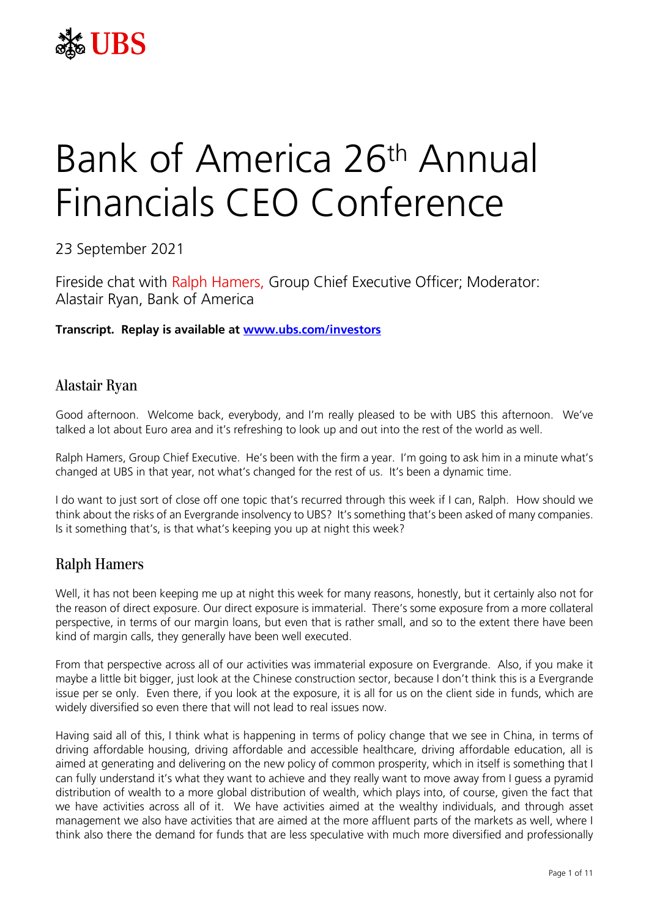# Bank of America 26th Annual Financials CEO Conference

23 September 2021

Fireside chat with Ralph Hamers, Group Chief Executive Officer; Moderator: Alastair Ryan, Bank of America

**Transcript. Replay is available at [www.ubs.com/investors](www.ubs.com/investors)**

## Alastair Ryan

Good afternoon. Welcome back, everybody, and I'm really pleased to be with UBS this afternoon. We've talked a lot about Euro area and it's refreshing to look up and out into the rest of the world as well.

Ralph Hamers, Group Chief Executive. He's been with the firm a year. I'm going to ask him in a minute what's changed at UBS in that year, not what's changed for the rest of us. It's been a dynamic time.

I do want to just sort of close off one topic that's recurred through this week if I can, Ralph. How should we think about the risks of an Evergrande insolvency to UBS? It's something that's been asked of many companies. Is it something that's, is that what's keeping you up at night this week?

## Ralph Hamers

Well, it has not been keeping me up at night this week for many reasons, honestly, but it certainly also not for the reason of direct exposure. Our direct exposure is immaterial. There's some exposure from a more collateral perspective, in terms of our margin loans, but even that is rather small, and so to the extent there have been kind of margin calls, they generally have been well executed.

From that perspective across all of our activities was immaterial exposure on Evergrande. Also, if you make it maybe a little bit bigger, just look at the Chinese construction sector, because I don't think this is a Evergrande issue per se only. Even there, if you look at the exposure, it is all for us on the client side in funds, which are widely diversified so even there that will not lead to real issues now.

Having said all of this, I think what is happening in terms of policy change that we see in China, in terms of driving affordable housing, driving affordable and accessible healthcare, driving affordable education, all is aimed at generating and delivering on the new policy of common prosperity, which in itself is something that I can fully understand it's what they want to achieve and they really want to move away from I guess a pyramid distribution of wealth to a more global distribution of wealth, which plays into, of course, given the fact that we have activities across all of it. We have activities aimed at the wealthy individuals, and through asset management we also have activities that are aimed at the more affluent parts of the markets as well, where I think also there the demand for funds that are less speculative with much more diversified and professionally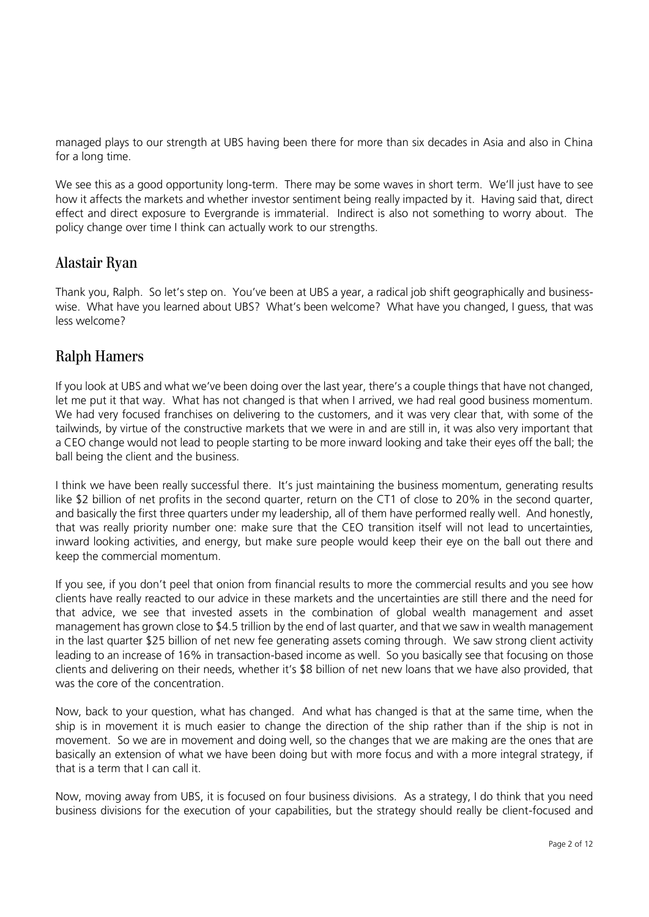managed plays to our strength at UBS having been there for more than six decades in Asia and also in China for a long time.

We see this as a good opportunity long-term. There may be some waves in short term. We'll just have to see how it affects the markets and whether investor sentiment being really impacted by it. Having said that, direct effect and direct exposure to Evergrande is immaterial. Indirect is also not something to worry about. The policy change over time I think can actually work to our strengths.

## Alastair Ryan

Thank you, Ralph. So let's step on. You've been at UBS a year, a radical job shift geographically and business-wise. What have you learned about UBS? What's been welcome? What have you changed, I guess, that was less welcome?

## Ralph Hamers

If you look at UBS and what we've been doing over the last year, there's a couple things that have not changed, let me put it that way. What has not changed is that when I arrived, we had real good business momentum. We had very focused franchises on delivering to the customers, and it was very clear that, with some of the tailwinds, by virtue of the constructive markets that we were in and are still in, it was also very important that a CEO change would not lead to people starting to be more inward looking and take their eyes off the ball; the ball being the client and the business.

I think we have been really successful there. It's just maintaining the business momentum, generating results like $2 billion of net profits in the second quarter, return on the CT1 of close to 20% in the second quarter, and basically the first three quarters under my leadership, all of them have performed really well. And honestly, that was really priority number one: make sure that the CEO transition itself will not lead to uncertainties, inward looking activities, and energy, but make sure people would keep their eye on the ball out there and keep the commercial momentum.

If you see, if you don't peel that onion from financial results to more the commercial results and you see how clients have really reacted to our advice in these markets and the uncertainties are still there and the need for that advice, we see that invested assets in the combination of global wealth management and asset management has grown close to $4.5 trillion by the end of last quarter, and that we saw in wealth management in the last quarter $25 billion of net new fee generating assets coming through. We saw strong client activity leading to an increase of 16% in transaction-based income as well. So you basically see that focusing on those clients and delivering on their needs, whether it's $8 billion of net new loans that we have also provided, that was the core of the concentration.

Now, back to your question, what has changed. And what has changed is that at the same time, when the ship is in movement it is much easier to change the direction of the ship rather than if the ship is not in movement. So we are in movement and doing well, so the changes that we are making are the ones that are basically an extension of what we have been doing but with more focus and with a more integral strategy, if that is a term that I can call it.

Now, moving away from UBS, it is focused on four business divisions. As a strategy, I do think that you need business divisions for the execution of your capabilities, but the strategy should really be client-focused and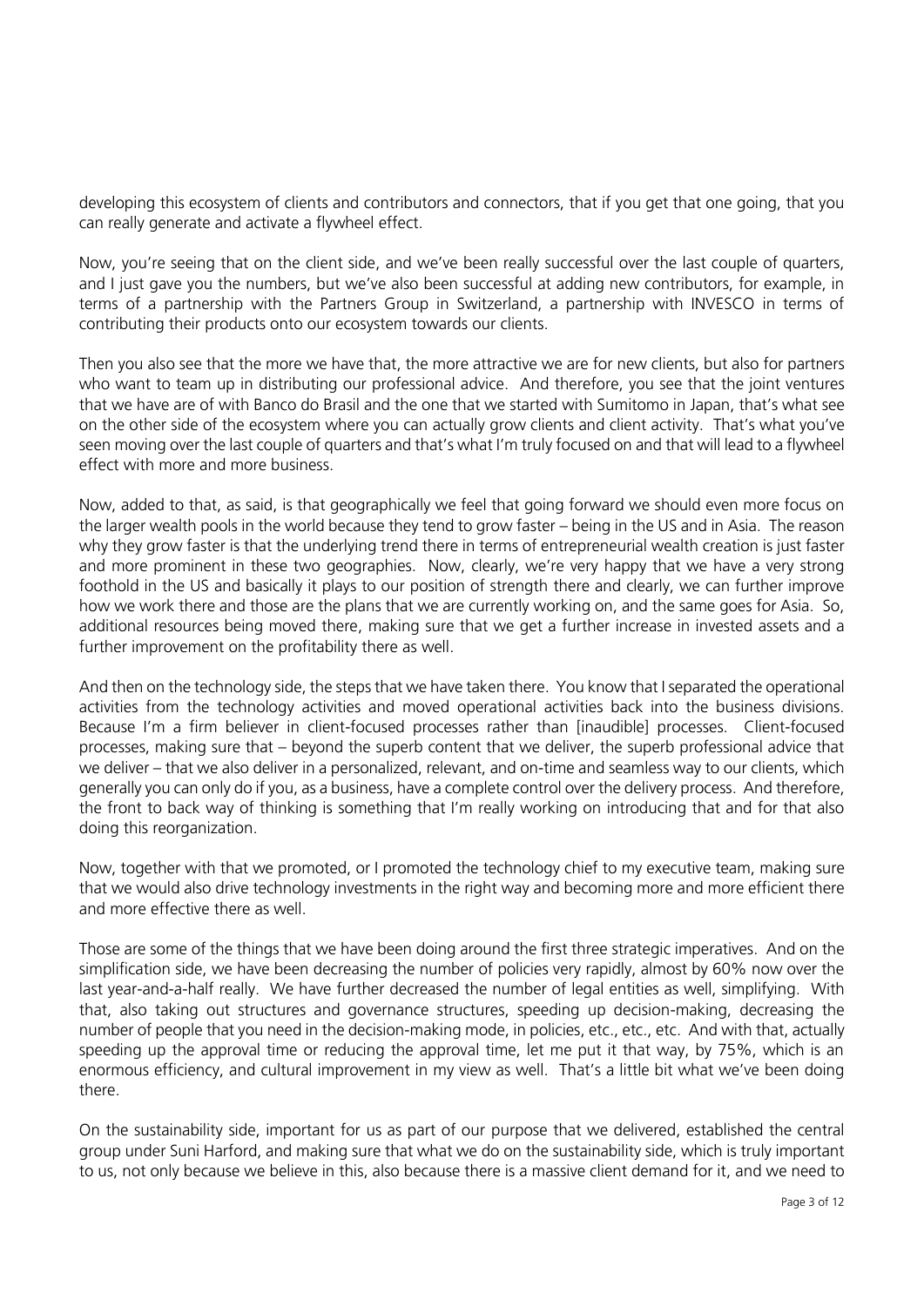developing this ecosystem of clients and contributors and connectors, that if you get that one going, that you can really generate and activate a flywheel effect.

Now, you're seeing that on the client side, and we've been really successful over the last couple of quarters, and I just gave you the numbers, but we've also been successful at adding new contributors, for example, in terms of a partnership with the Partners Group in Switzerland, a partnership with INVESCO in terms of contributing their products onto our ecosystem towards our clients.

Then you also see that the more we have that, the more attractive we are for new clients, but also for partners who want to team up in distributing our professional advice. And therefore, you see that the joint ventures that we have are of with Banco do Brasil and the one that we started with Sumitomo in Japan, that's what see on the other side of the ecosystem where you can actually grow clients and client activity. That's what you've seen moving over the last couple of quarters and that's what I'm truly focused on and that will lead to a flywheel effect with more and more business.

Now, added to that, as said, is that geographically we feel that going forward we should even more focus on the larger wealth pools in the world because they tend to grow faster – being in the US and in Asia. The reason why they grow faster is that the underlying trend there in terms of entrepreneurial wealth creation is just faster and more prominent in these two geographies. Now, clearly, we're very happy that we have a very strong foothold in the US and basically it plays to our position of strength there and clearly, we can further improve how we work there and those are the plans that we are currently working on, and the same goes for Asia. So, additional resources being moved there, making sure that we get a further increase in invested assets and a further improvement on the profitability there as well.

And then on the technology side, the steps that we have taken there. You know that I separated the operational activities from the technology activities and moved operational activities back into the business divisions. Because I'm a firm believer in client-focused processes rather than [inaudible] processes. Client-focused processes, making sure that – beyond the superb content that we deliver, the superb professional advice that we deliver – that we also deliver in a personalized, relevant, and on-time and seamless way to our clients, which generally you can only do if you, as a business, have a complete control over the delivery process. And therefore, the front to back way of thinking is something that I'm really working on introducing that and for that also doing this reorganization.

Now, together with that we promoted, or I promoted the technology chief to my executive team, making sure that we would also drive technology investments in the right way and becoming more and more efficient there and more effective there as well.

Those are some of the things that we have been doing around the first three strategic imperatives. And on the simplification side, we have been decreasing the number of policies very rapidly, almost by 60% now over the last year-and-a-half really. We have further decreased the number of legal entities as well, simplifying. With that, also taking out structures and governance structures, speeding up decision-making, decreasing the number of people that you need in the decision-making mode, in policies, etc., etc., etc. And with that, actually speeding up the approval time or reducing the approval time, let me put it that way, by 75%, which is an enormous efficiency, and cultural improvement in my view as well. That's a little bit what we've been doing there.

On the sustainability side, important for us as part of our purpose that we delivered, established the central group under Suni Harford, and making sure that what we do on the sustainability side, which is truly important to us, not only because we believe in this, also because there is a massive client demand for it, and we need to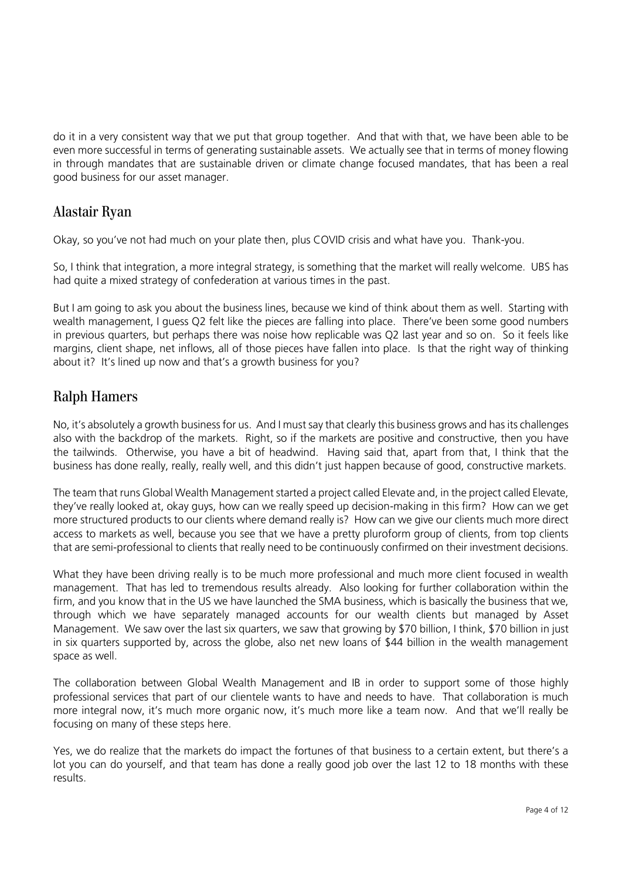do it in a very consistent way that we put that group together. And that with that, we have been able to be even more successful in terms of generating sustainable assets. We actually see that in terms of money flowing in through mandates that are sustainable driven or climate change focused mandates, that has been a real good business for our asset manager.

## Alastair Ryan

Okay, so you've not had much on your plate then, plus COVID crisis and what have you. Thank-you.

So, I think that integration, a more integral strategy, is something that the market will really welcome. UBS has had quite a mixed strategy of confederation at various times in the past.

But I am going to ask you about the business lines, because we kind of think about them as well. Starting with wealth management, I guess Q2 felt like the pieces are falling into place. There've been some good numbers in previous quarters, but perhaps there was noise how replicable was Q2 last year and so on. So it feels like margins, client shape, net inflows, all of those pieces have fallen into place. Is that the right way of thinking about it? It's lined up now and that's a growth business for you?

## Ralph Hamers

No, it's absolutely a growth business for us. And I must say that clearly this business grows and has its challenges also with the backdrop of the markets. Right, so if the markets are positive and constructive, then you have the tailwinds. Otherwise, you have a bit of headwind. Having said that, apart from that, I think that the business has done really, really, really well, and this didn't just happen because of good, constructive markets.

The team that runs Global Wealth Management started a project called Elevate and, in the project called Elevate, they've really looked at, okay guys, how can we really speed up decision-making in this firm? How can we get more structured products to our clients where demand really is? How can we give our clients much more direct access to markets as well, because you see that we have a pretty pluroform group of clients, from top clients that are semi-professional to clients that really need to be continuously confirmed on their investment decisions.

What they have been driving really is to be much more professional and much more client focused in wealth management. That has led to tremendous results already. Also looking for further collaboration within the firm, and you know that in the US we have launched the SMA business, which is basically the business that we, through which we have separately managed accounts for our wealth clients but managed by Asset Management. We saw over the last six quarters, we saw that growing by $70 billion, I think, $70 billion in just in six quarters supported by, across the globe, also net new loans of $44 billion in the wealth management space as well.

The collaboration between Global Wealth Management and IB in order to support some of those highly professional services that part of our clientele wants to have and needs to have. That collaboration is much more integral now, it's much more organic now, it's much more like a team now. And that we'll really be focusing on many of these steps here.

Yes, we do realize that the markets do impact the fortunes of that business to a certain extent, but there's a lot you can do yourself, and that team has done a really good job over the last 12 to 18 months with these results.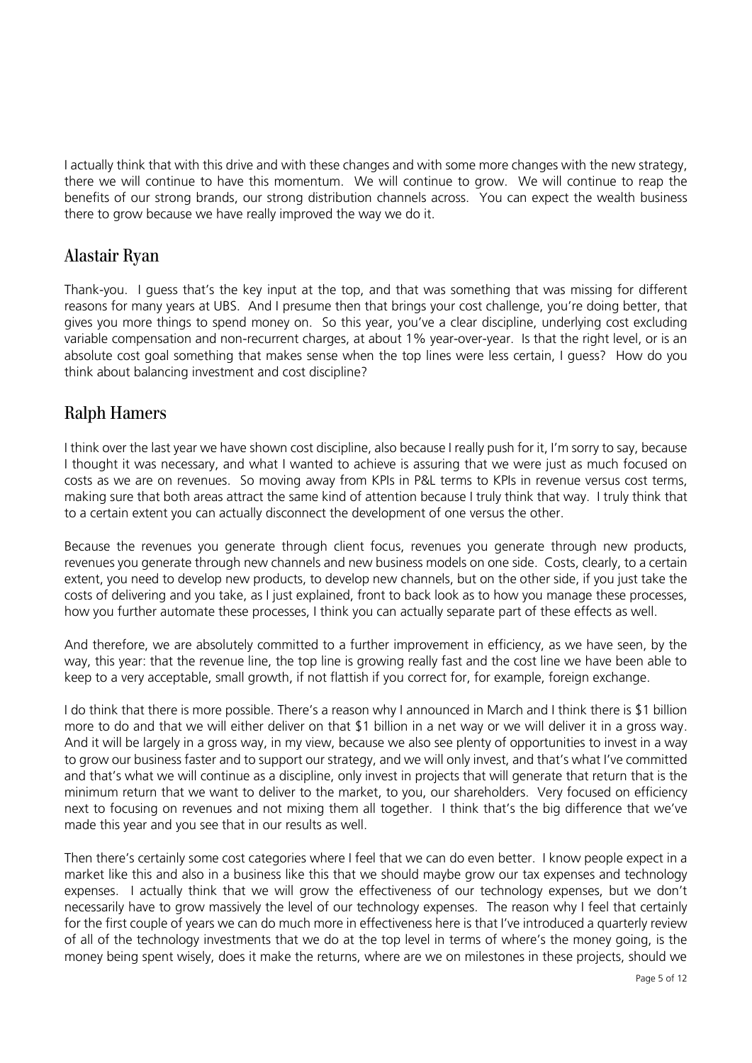I actually think that with this drive and with these changes and with some more changes with the new strategy, there we will continue to have this momentum. We will continue to grow. We will continue to reap the benefits of our strong brands, our strong distribution channels across. You can expect the wealth business there to grow because we have really improved the way we do it.

## Alastair Ryan

Thank-you. I guess that's the key input at the top, and that was something that was missing for different reasons for many years at UBS. And I presume then that brings your cost challenge, you're doing better, that gives you more things to spend money on. So this year, you've a clear discipline, underlying cost excluding variable compensation and non-recurrent charges, at about 1% year-over-year. Is that the right level, or is an absolute cost goal something that makes sense when the top lines were less certain, I guess? How do you think about balancing investment and cost discipline?

## Ralph Hamers

I think over the last year we have shown cost discipline, also because I really push for it, I'm sorry to say, because I thought it was necessary, and what I wanted to achieve is assuring that we were just as much focused on costs as we are on revenues. So moving away from KPIs in P&L terms to KPIs in revenue versus cost terms, making sure that both areas attract the same kind of attention because I truly think that way. I truly think that to a certain extent you can actually disconnect the development of one versus the other.

Because the revenues you generate through client focus, revenues you generate through new products, revenues you generate through new channels and new business models on one side. Costs, clearly, to a certain extent, you need to develop new products, to develop new channels, but on the other side, if you just take the costs of delivering and you take, as I just explained, front to back look as to how you manage these processes, how you further automate these processes, I think you can actually separate part of these effects as well.

And therefore, we are absolutely committed to a further improvement in efficiency, as we have seen, by the way, this year: that the revenue line, the top line is growing really fast and the cost line we have been able to keep to a very acceptable, small growth, if not flattish if you correct for, for example, foreign exchange.

I do think that there is more possible. There's a reason why I announced in March and I think there is $1 billion more to do and that we will either deliver on that $1 billion in a net way or we will deliver it in a gross way. And it will be largely in a gross way, in my view, because we also see plenty of opportunities to invest in a way to grow our business faster and to support our strategy, and we will only invest, and that's what I've committed and that's what we will continue as a discipline, only invest in projects that will generate that return that is the minimum return that we want to deliver to the market, to you, our shareholders. Very focused on efficiency next to focusing on revenues and not mixing them all together. I think that's the big difference that we've made this year and you see that in our results as well.

Then there's certainly some cost categories where I feel that we can do even better. I know people expect in a market like this and also in a business like this that we should maybe grow our tax expenses and technology expenses. I actually think that we will grow the effectiveness of our technology expenses, but we don't necessarily have to grow massively the level of our technology expenses. The reason why I feel that certainly for the first couple of years we can do much more in effectiveness here is that I've introduced a quarterly review of all of the technology investments that we do at the top level in terms of where's the money going, is the money being spent wisely, does it make the returns, where are we on milestones in these projects, should we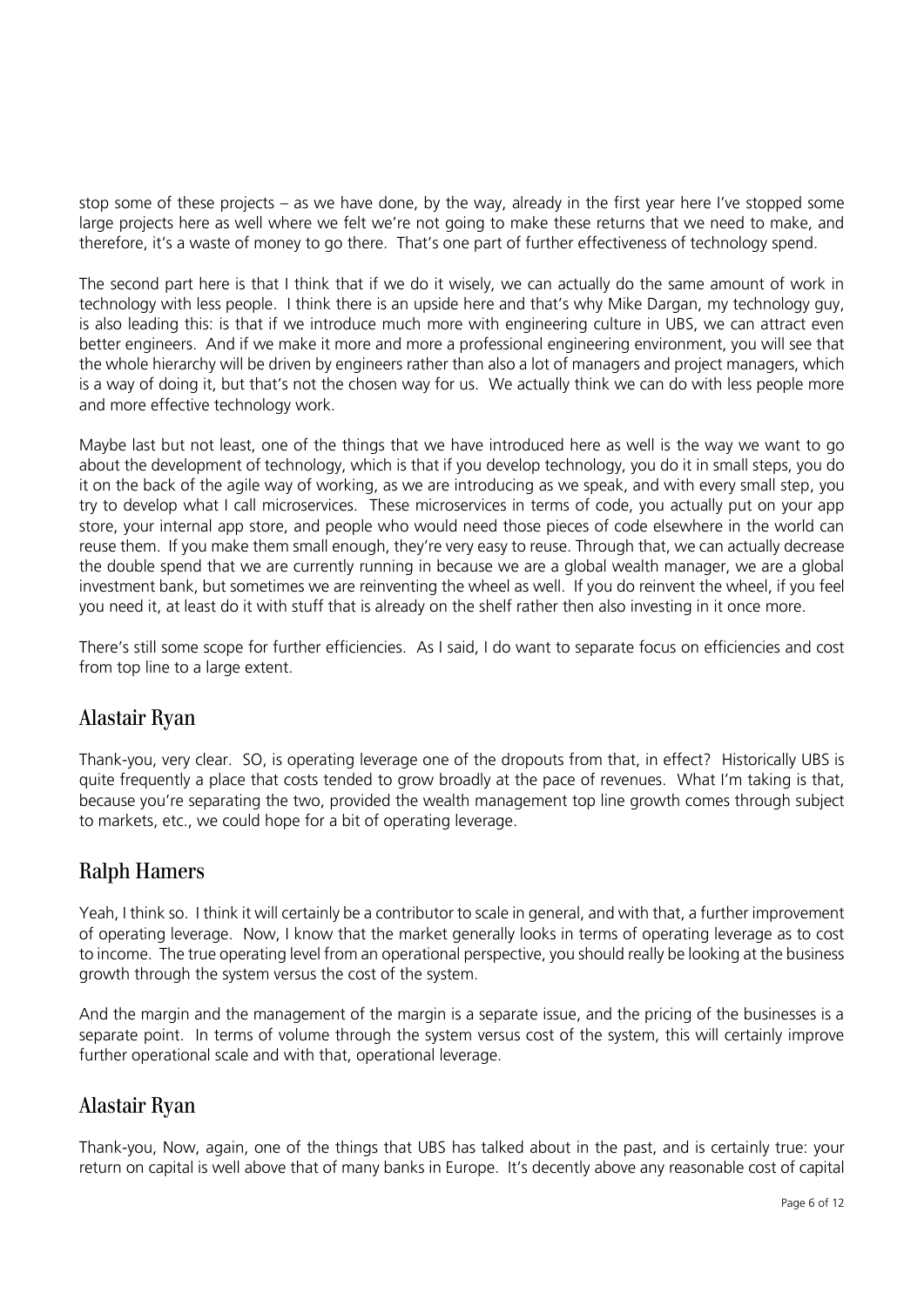stop some of these projects – as we have done, by the way, already in the first year here I've stopped some large projects here as well where we felt we're not going to make these returns that we need to make, and therefore, it's a waste of money to go there. That's one part of further effectiveness of technology spend.

The second part here is that I think that if we do it wisely, we can actually do the same amount of work in technology with less people. I think there is an upside here and that's why Mike Dargan, my technology guy, is also leading this: is that if we introduce much more with engineering culture in UBS, we can attract even better engineers. And if we make it more and more a professional engineering environment, you will see that the whole hierarchy will be driven by engineers rather than also a lot of managers and project managers, which is a way of doing it, but that's not the chosen way for us. We actually think we can do with less people more and more effective technology work.

Maybe last but not least, one of the things that we have introduced here as well is the way we want to go about the development of technology, which is that if you develop technology, you do it in small steps, you do it on the back of the agile way of working, as we are introducing as we speak, and with every small step, you try to develop what I call microservices. These microservices in terms of code, you actually put on your app store, your internal app store, and people who would need those pieces of code elsewhere in the world can reuse them. If you make them small enough, they're very easy to reuse. Through that, we can actually decrease the double spend that we are currently running in because we are a global wealth manager, we are a global investment bank, but sometimes we are reinventing the wheel as well. If you do reinvent the wheel, if you feel you need it, at least do it with stuff that is already on the shelf rather then also investing in it once more.

There's still some scope for further efficiencies. As I said, I do want to separate focus on efficiencies and cost from top line to a large extent.

## Alastair Ryan

Thank-you, very clear. SO, is operating leverage one of the dropouts from that, in effect? Historically UBS is quite frequently a place that costs tended to grow broadly at the pace of revenues. What I'm taking is that, because you're separating the two, provided the wealth management top line growth comes through subject to markets, etc., we could hope for a bit of operating leverage.

## Ralph Hamers

Yeah, I think so. I think it will certainly be a contributor to scale in general, and with that, a further improvement of operating leverage. Now, I know that the market generally looks in terms of operating leverage as to cost to income. The true operating level from an operational perspective, you should really be looking at the business growth through the system versus the cost of the system.

And the margin and the management of the margin is a separate issue, and the pricing of the businesses is a separate point. In terms of volume through the system versus cost of the system, this will certainly improve further operational scale and with that, operational leverage.

## Alastair Ryan

Thank-you, Now, again, one of the things that UBS has talked about in the past, and is certainly true: your return on capital is well above that of many banks in Europe. It's decently above any reasonable cost of capital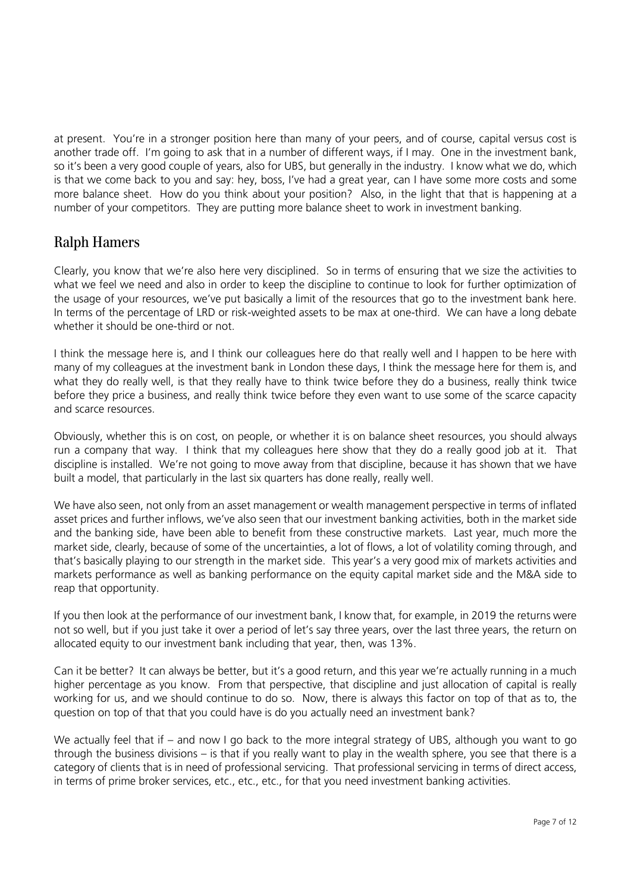at present. You're in a stronger position here than many of your peers, and of course, capital versus cost is another trade off. I'm going to ask that in a number of different ways, if I may. One in the investment bank, so it's been a very good couple of years, also for UBS, but generally in the industry. I know what we do, which is that we come back to you and say: hey, boss, I've had a great year, can I have some more costs and some more balance sheet. How do you think about your position? Also, in the light that that is happening at a number of your competitors. They are putting more balance sheet to work in investment banking.

## Ralph Hamers

Clearly, you know that we're also here very disciplined. So in terms of ensuring that we size the activities to what we feel we need and also in order to keep the discipline to continue to look for further optimization of the usage of your resources, we've put basically a limit of the resources that go to the investment bank here. In terms of the percentage of LRD or risk-weighted assets to be max at one-third. We can have a long debate whether it should be one-third or not.

I think the message here is, and I think our colleagues here do that really well and I happen to be here with many of my colleagues at the investment bank in London these days, I think the message here for them is, and what they do really well, is that they really have to think twice before they do a business, really think twice before they price a business, and really think twice before they even want to use some of the scarce capacity and scarce resources.

Obviously, whether this is on cost, on people, or whether it is on balance sheet resources, you should always run a company that way. I think that my colleagues here show that they do a really good job at it. That discipline is installed. We're not going to move away from that discipline, because it has shown that we have built a model, that particularly in the last six quarters has done really, really well.

We have also seen, not only from an asset management or wealth management perspective in terms of inflated asset prices and further inflows, we've also seen that our investment banking activities, both in the market side and the banking side, have been able to benefit from these constructive markets. Last year, much more the market side, clearly, because of some of the uncertainties, a lot of flows, a lot of volatility coming through, and that's basically playing to our strength in the market side. This year's a very good mix of markets activities and markets performance as well as banking performance on the equity capital market side and the M&A side to reap that opportunity.

If you then look at the performance of our investment bank, I know that, for example, in 2019 the returns were not so well, but if you just take it over a period of let's say three years, over the last three years, the return on allocated equity to our investment bank including that year, then, was 13%.

Can it be better? It can always be better, but it's a good return, and this year we're actually running in a much higher percentage as you know. From that perspective, that discipline and just allocation of capital is really working for us, and we should continue to do so. Now, there is always this factor on top of that as to, the question on top of that that you could have is do you actually need an investment bank?

We actually feel that if – and now I go back to the more integral strategy of UBS, although you want to go through the business divisions – is that if you really want to play in the wealth sphere, you see that there is a category of clients that is in need of professional servicing. That professional servicing in terms of direct access, in terms of prime broker services, etc., etc., etc., for that you need investment banking activities.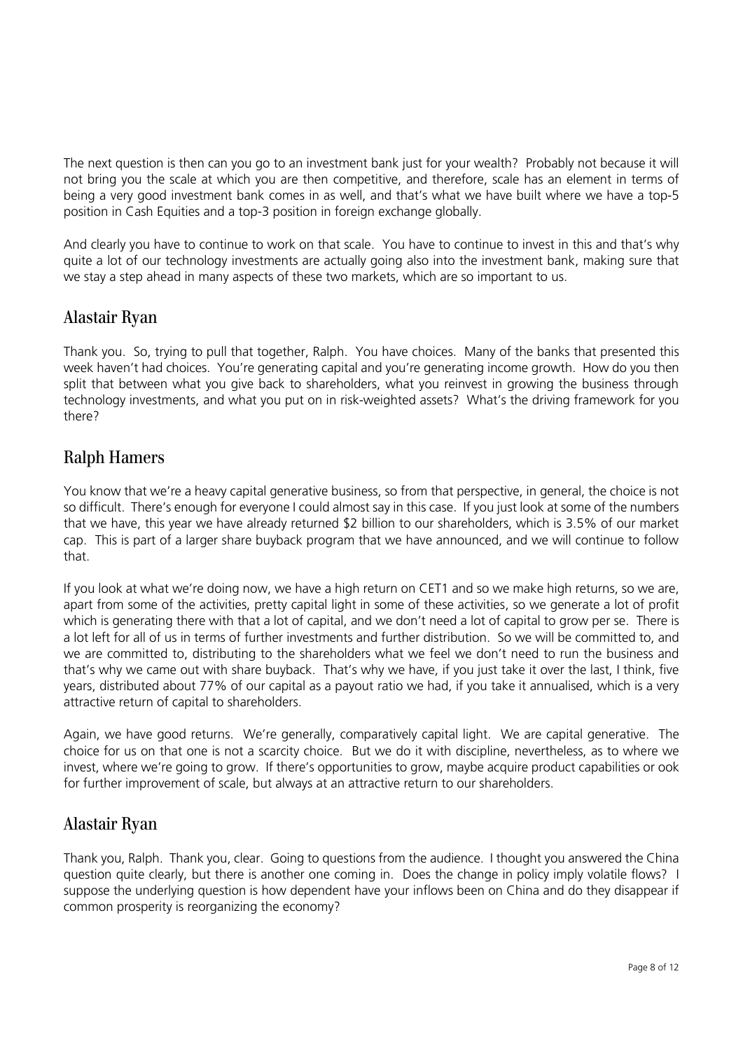The next question is then can you go to an investment bank just for your wealth? Probably not because it will not bring you the scale at which you are then competitive, and therefore, scale has an element in terms of being a very good investment bank comes in as well, and that's what we have built where we have a top-5 position in Cash Equities and a top-3 position in foreign exchange globally.

And clearly you have to continue to work on that scale. You have to continue to invest in this and that's why quite a lot of our technology investments are actually going also into the investment bank, making sure that we stay a step ahead in many aspects of these two markets, which are so important to us.

## Alastair Ryan

Thank you. So, trying to pull that together, Ralph. You have choices. Many of the banks that presented this week haven't had choices. You're generating capital and you're generating income growth. How do you then split that between what you give back to shareholders, what you reinvest in growing the business through technology investments, and what you put on in risk-weighted assets? What's the driving framework for you there?

## Ralph Hamers

You know that we're a heavy capital generative business, so from that perspective, in general, the choice is not so difficult. There's enough for everyone I could almost say in this case. If you just look at some of the numbers that we have, this year we have already returned $2 billion to our shareholders, which is 3.5% of our market cap. This is part of a larger share buyback program that we have announced, and we will continue to follow that.

If you look at what we're doing now, we have a high return on CET1 and so we make high returns, so we are, apart from some of the activities, pretty capital light in some of these activities, so we generate a lot of profit which is generating there with that a lot of capital, and we don't need a lot of capital to grow per se. There is a lot left for all of us in terms of further investments and further distribution. So we will be committed to, and we are committed to, distributing to the shareholders what we feel we don't need to run the business and that's why we came out with share buyback. That's why we have, if you just take it over the last, I think, five years, distributed about 77% of our capital as a payout ratio we had, if you take it annualised, which is a very attractive return of capital to shareholders.

Again, we have good returns. We're generally, comparatively capital light. We are capital generative. The choice for us on that one is not a scarcity choice. But we do it with discipline, nevertheless, as to where we invest, where we're going to grow. If there's opportunities to grow, maybe acquire product capabilities or ook for further improvement of scale, but always at an attractive return to our shareholders.

## Alastair Ryan

Thank you, Ralph. Thank you, clear. Going to questions from the audience. I thought you answered the China question quite clearly, but there is another one coming in. Does the change in policy imply volatile flows? I suppose the underlying question is how dependent have your inflows been on China and do they disappear if common prosperity is reorganizing the economy?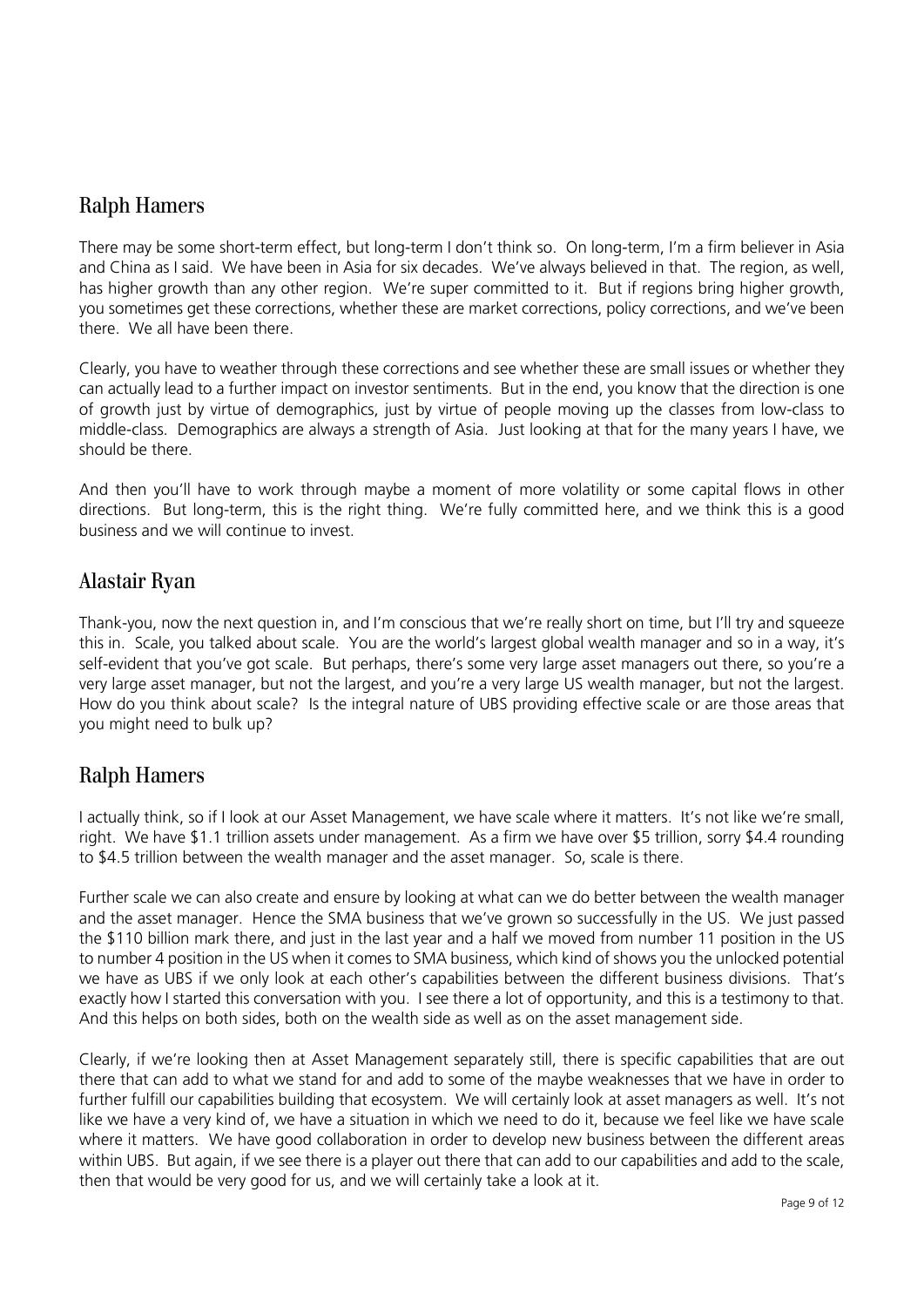## Ralph Hamers

There may be some short-term effect, but long-term I don't think so. On long-term, I'm a firm believer in Asia and China as I said. We have been in Asia for six decades. We've always believed in that. The region, as well, has higher growth than any other region. We're super committed to it. But if regions bring higher growth, you sometimes get these corrections, whether these are market corrections, policy corrections, and we've been there. We all have been there.

Clearly, you have to weather through these corrections and see whether these are small issues or whether they can actually lead to a further impact on investor sentiments. But in the end, you know that the direction is one of growth just by virtue of demographics, just by virtue of people moving up the classes from low-class to middle-class. Demographics are always a strength of Asia. Just looking at that for the many years I have, we should be there.

And then you'll have to work through maybe a moment of more volatility or some capital flows in other directions. But long-term, this is the right thing. We're fully committed here, and we think this is a good business and we will continue to invest.

## Alastair Ryan

Thank-you, now the next question in, and I'm conscious that we're really short on time, but I'll try and squeeze this in. Scale, you talked about scale. You are the world's largest global wealth manager and so in a way, it's self-evident that you've got scale. But perhaps, there's some very large asset managers out there, so you're a very large asset manager, but not the largest, and you're a very large US wealth manager, but not the largest. How do you think about scale? Is the integral nature of UBS providing effective scale or are those areas that you might need to bulk up?

## Ralph Hamers

I actually think, so if I look at our Asset Management, we have scale where it matters. It's not like we're small, right. We have $1.1 trillion assets under management. As a firm we have over $5 trillion, sorry $4.4 rounding to $4.5 trillion between the wealth manager and the asset manager. So, scale is there.

Further scale we can also create and ensure by looking at what can we do better between the wealth manager and the asset manager. Hence the SMA business that we've grown so successfully in the US. We just passed the $110 billion mark there, and just in the last year and a half we moved from number 11 position in the US to number 4 position in the US when it comes to SMA business, which kind of shows you the unlocked potential we have as UBS if we only look at each other's capabilities between the different business divisions. That's exactly how I started this conversation with you. I see there a lot of opportunity, and this is a testimony to that. And this helps on both sides, both on the wealth side as well as on the asset management side.

Clearly, if we're looking then at Asset Management separately still, there is specific capabilities that are out there that can add to what we stand for and add to some of the maybe weaknesses that we have in order to further fulfill our capabilities building that ecosystem. We will certainly look at asset managers as well. It's not like we have a very kind of, we have a situation in which we need to do it, because we feel like we have scale where it matters. We have good collaboration in order to develop new business between the different areas within UBS. But again, if we see there is a player out there that can add to our capabilities and add to the scale, then that would be very good for us, and we will certainly take a look at it.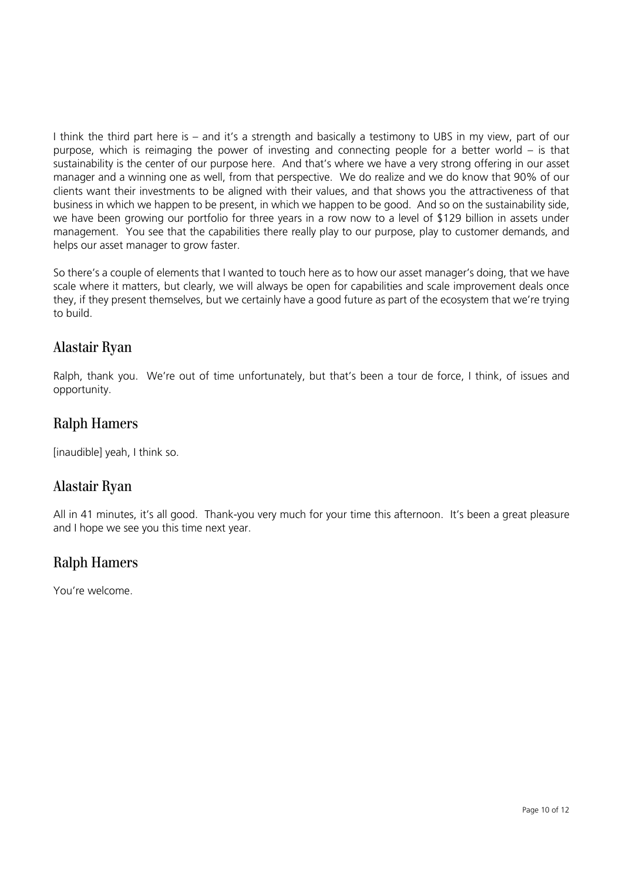I think the third part here is – and it's a strength and basically a testimony to UBS in my view, part of our purpose, which is reimaging the power of investing and connecting people for a better world – is that sustainability is the center of our purpose here. And that's where we have a very strong offering in our asset manager and a winning one as well, from that perspective. We do realize and we do know that 90% of our clients want their investments to be aligned with their values, and that shows you the attractiveness of that business in which we happen to be present, in which we happen to be good. And so on the sustainability side, we have been growing our portfolio for three years in a row now to a level of $129 billion in assets under management. You see that the capabilities there really play to our purpose, play to customer demands, and helps our asset manager to grow faster.

So there's a couple of elements that I wanted to touch here as to how our asset manager's doing, that we have scale where it matters, but clearly, we will always be open for capabilities and scale improvement deals once they, if they present themselves, but we certainly have a good future as part of the ecosystem that we're trying to build.

## Alastair Ryan

Ralph, thank you. We're out of time unfortunately, but that's been a tour de force, I think, of issues and opportunity.

## Ralph Hamers

[inaudible] yeah, I think so.

## Alastair Ryan

All in 41 minutes, it's all good. Thank-you very much for your time this afternoon. It's been a great pleasure and I hope we see you this time next year.

## Ralph Hamers

You're welcome.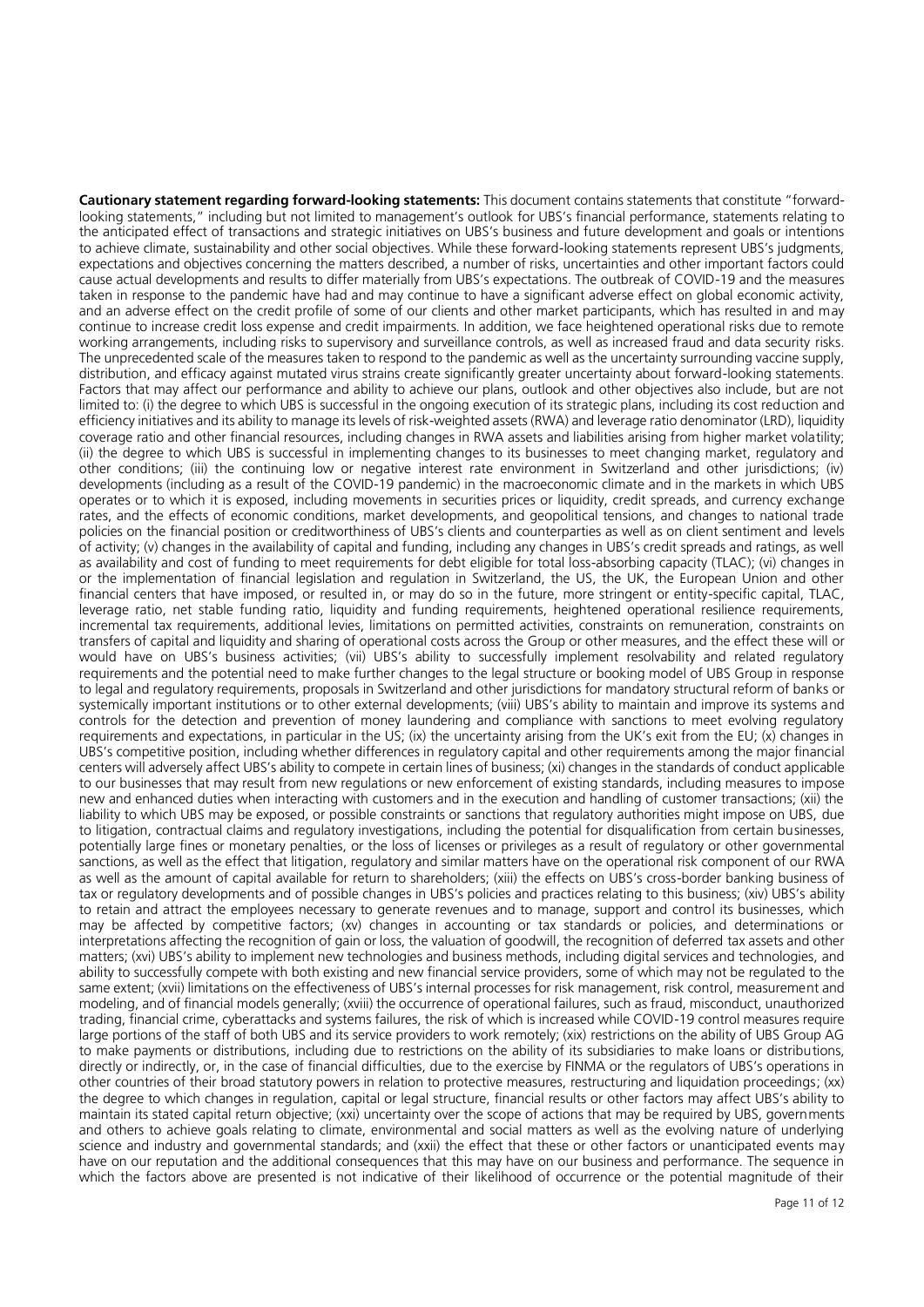**Cautionary statement regarding forward-looking statements:** This document contains statements that constitute "forward-looking statements," including but not limited to management's outlook for UBS's financial performance, statements relating to the anticipated effect of transactions and strategic initiatives on UBS's business and future development and goals or intentions to achieve climate, sustainability and other social objectives. While these forward-looking statements represent UBS's judgments, expectations and objectives concerning the matters described, a number of risks, uncertainties and other important factors could cause actual developments and results to differ materially from UBS's expectations. The outbreak of COVID-19 and the measures taken in response to the pandemic have had and may continue to have a significant adverse effect on global economic activity, and an adverse effect on the credit profile of some of our clients and other market participants, which has resulted in and may continue to increase credit loss expense and credit impairments. In addition, we face heightened operational risks due to remote working arrangements, including risks to supervisory and surveillance controls, as well as increased fraud and data security risks. The unprecedented scale of the measures taken to respond to the pandemic as well as the uncertainty surrounding vaccine supply, distribution, and efficacy against mutated virus strains create significantly greater uncertainty about forward-looking statements. Factors that may affect our performance and ability to achieve our plans, outlook and other objectives also include, but are not limited to: (i) the degree to which UBS is successful in the ongoing execution of its strategic plans, including its cost reduction and efficiency initiatives and its ability to manage its levels of risk-weighted assets (RWA) and leverage ratio denominator (LRD), liquidity coverage ratio and other financial resources, including changes in RWA assets and liabilities arising from higher market volatility; (ii) the degree to which UBS is successful in implementing changes to its businesses to meet changing market, regulatory and other conditions; (iii) the continuing low or negative interest rate environment in Switzerland and other jurisdictions; (iv) developments (including as a result of the COVID-19 pandemic) in the macroeconomic climate and in the markets in which UBS operates or to which it is exposed, including movements in securities prices or liquidity, credit spreads, and currency exchange rates, and the effects of economic conditions, market developments, and geopolitical tensions, and changes to national trade policies on the financial position or creditworthiness of UBS's clients and counterparties as well as on client sentiment and levels of activity; (v) changes in the availability of capital and funding, including any changes in UBS's credit spreads and ratings, as well as availability and cost of funding to meet requirements for debt eligible for total loss-absorbing capacity (TLAC); (vi) changes in or the implementation of financial legislation and regulation in Switzerland, the US, the UK, the European Union and other financial centers that have imposed, or resulted in, or may do so in the future, more stringent or entity-specific capital, TLAC, leverage ratio, net stable funding ratio, liquidity and funding requirements, heightened operational resilience requirements, incremental tax requirements, additional levies, limitations on permitted activities, constraints on remuneration, constraints on transfers of capital and liquidity and sharing of operational costs across the Group or other measures, and the effect these will or would have on UBS's business activities; (vii) UBS's ability to successfully implement resolvability and related regulatory requirements and the potential need to make further changes to the legal structure or booking model of UBS Group in response to legal and regulatory requirements, proposals in Switzerland and other jurisdictions for mandatory structural reform of banks or systemically important institutions or to other external developments; (viii) UBS's ability to maintain and improve its systems and controls for the detection and prevention of money laundering and compliance with sanctions to meet evolving regulatory requirements and expectations, in particular in the US; (ix) the uncertainty arising from the UK's exit from the EU; (x) changes in UBS's competitive position, including whether differences in regulatory capital and other requirements among the major financial centers will adversely affect UBS's ability to compete in certain lines of business; (xi) changes in the standards of conduct applicable to our businesses that may result from new regulations or new enforcement of existing standards, including measures to impose new and enhanced duties when interacting with customers and in the execution and handling of customer transactions; (xii) the liability to which UBS may be exposed, or possible constraints or sanctions that regulatory authorities might impose on UBS, due to litigation, contractual claims and regulatory investigations, including the potential for disqualification from certain businesses, potentially large fines or monetary penalties, or the loss of licenses or privileges as a result of regulatory or other governmental sanctions, as well as the effect that litigation, regulatory and similar matters have on the operational risk component of our RWA as well as the amount of capital available for return to shareholders; (xiii) the effects on UBS's cross-border banking business of tax or regulatory developments and of possible changes in UBS's policies and practices relating to this business; (xiv) UBS's ability to retain and attract the employees necessary to generate revenues and to manage, support and control its businesses, which may be affected by competitive factors; (xv) changes in accounting or tax standards or policies, and determinations or interpretations affecting the recognition of gain or loss, the valuation of goodwill, the recognition of deferred tax assets and other matters; (xvi) UBS's ability to implement new technologies and business methods, including digital services and technologies, and ability to successfully compete with both existing and new financial service providers, some of which may not be regulated to the same extent; (xvii) limitations on the effectiveness of UBS's internal processes for risk management, risk control, measurement and modeling, and of financial models generally; (xviii) the occurrence of operational failures, such as fraud, misconduct, unauthorized trading, financial crime, cyberattacks and systems failures, the risk of which is increased while COVID-19 control measures require large portions of the staff of both UBS and its service providers to work remotely; (xix) restrictions on the ability of UBS Group AG to make payments or distributions, including due to restrictions on the ability of its subsidiaries to make loans or distributions, directly or indirectly, or, in the case of financial difficulties, due to the exercise by FINMA or the regulators of UBS's operations in other countries of their broad statutory powers in relation to protective measures, restructuring and liquidation proceedings; (xx) the degree to which changes in regulation, capital or legal structure, financial results or other factors may affect UBS's ability to maintain its stated capital return objective; (xxi) uncertainty over the scope of actions that may be required by UBS, governments and others to achieve goals relating to climate, environmental and social matters as well as the evolving nature of underlying science and industry and governmental standards; and (xxii) the effect that these or other factors or unanticipated events may have on our reputation and the additional consequences that this may have on our business and performance. The sequence in which the factors above are presented is not indicative of their likelihood of occurrence or the potential magnitude of their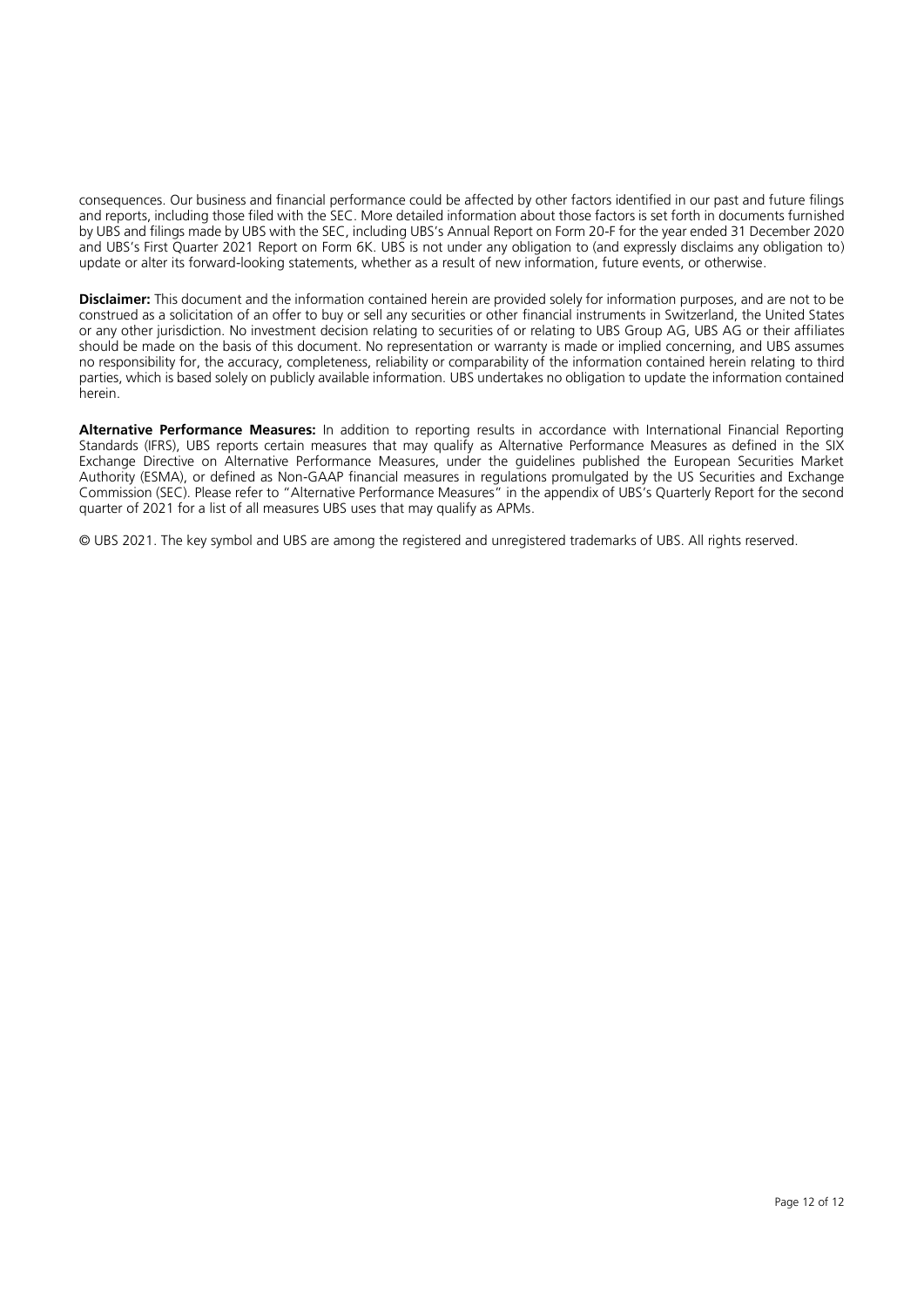consequences. Our business and financial performance could be affected by other factors identified in our past and future filings and reports, including those filed with the SEC. More detailed information about those factors is set forth in documents furnished by UBS and filings made by UBS with the SEC, including UBS's Annual Report on Form 20-F for the year ended 31 December 2020 and UBS's First Quarter 2021 Report on Form 6K. UBS is not under any obligation to (and expressly disclaims any obligation to) update or alter its forward-looking statements, whether as a result of new information, future events, or otherwise.

**Disclaimer:** This document and the information contained herein are provided solely for information purposes, and are not to be construed as a solicitation of an offer to buy or sell any securities or other financial instruments in Switzerland, the United States or any other jurisdiction. No investment decision relating to securities of or relating to UBS Group AG, UBS AG or their affiliates should be made on the basis of this document. No representation or warranty is made or implied concerning, and UBS assumes no responsibility for, the accuracy, completeness, reliability or comparability of the information contained herein relating to third parties, which is based solely on publicly available information. UBS undertakes no obligation to update the information contained herein.

**Alternative Performance Measures:** In addition to reporting results in accordance with International Financial Reporting Standards (IFRS), UBS reports certain measures that may qualify as Alternative Performance Measures as defined in the SIX Exchange Directive on Alternative Performance Measures, under the guidelines published the European Securities Market Authority (ESMA), or defined as Non-GAAP financial measures in regulations promulgated by the US Securities and Exchange Commission (SEC). Please refer to "Alternative Performance Measures" in the appendix of UBS's Quarterly Report for the second quarter of 2021 for a list of all measures UBS uses that may qualify as APMs.

© UBS 2021. The key symbol and UBS are among the registered and unregistered trademarks of UBS. All rights reserved.